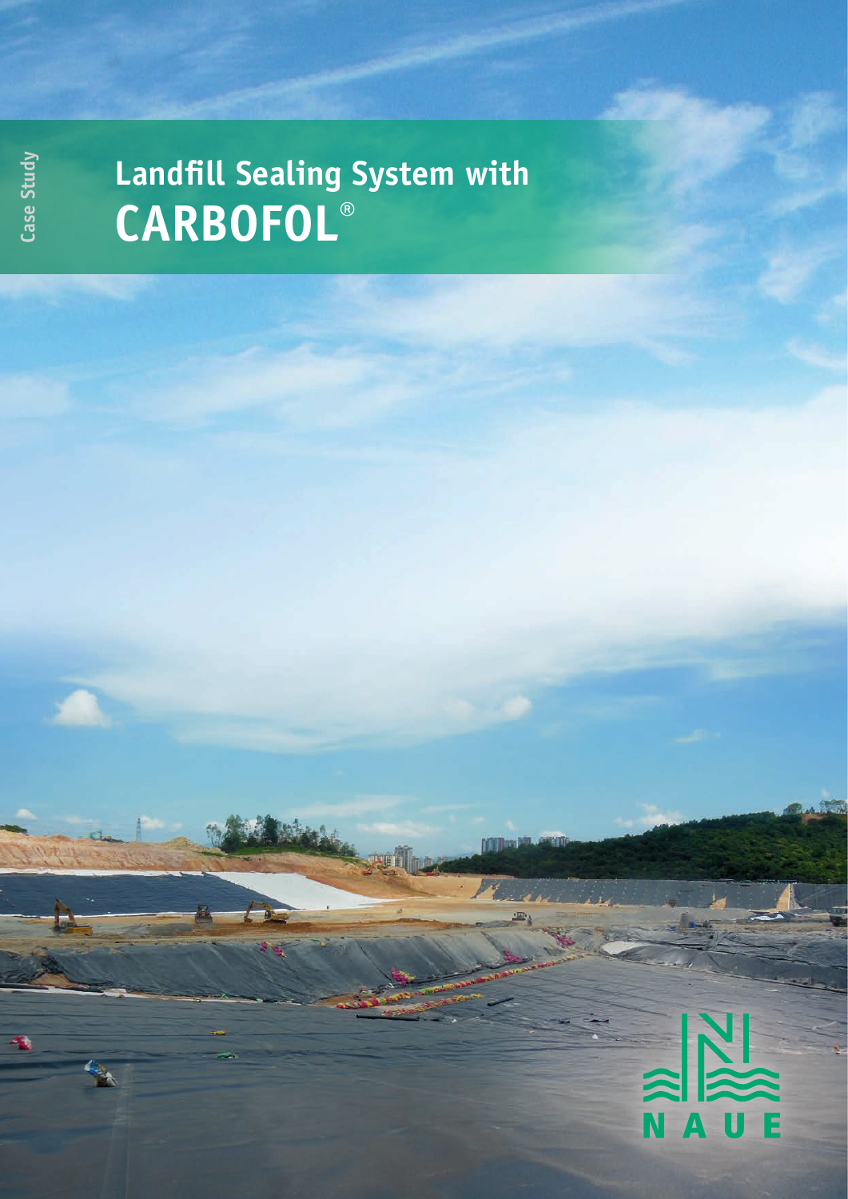Case Study

# Landfill Sealing System with CARBOFOL®

NAUE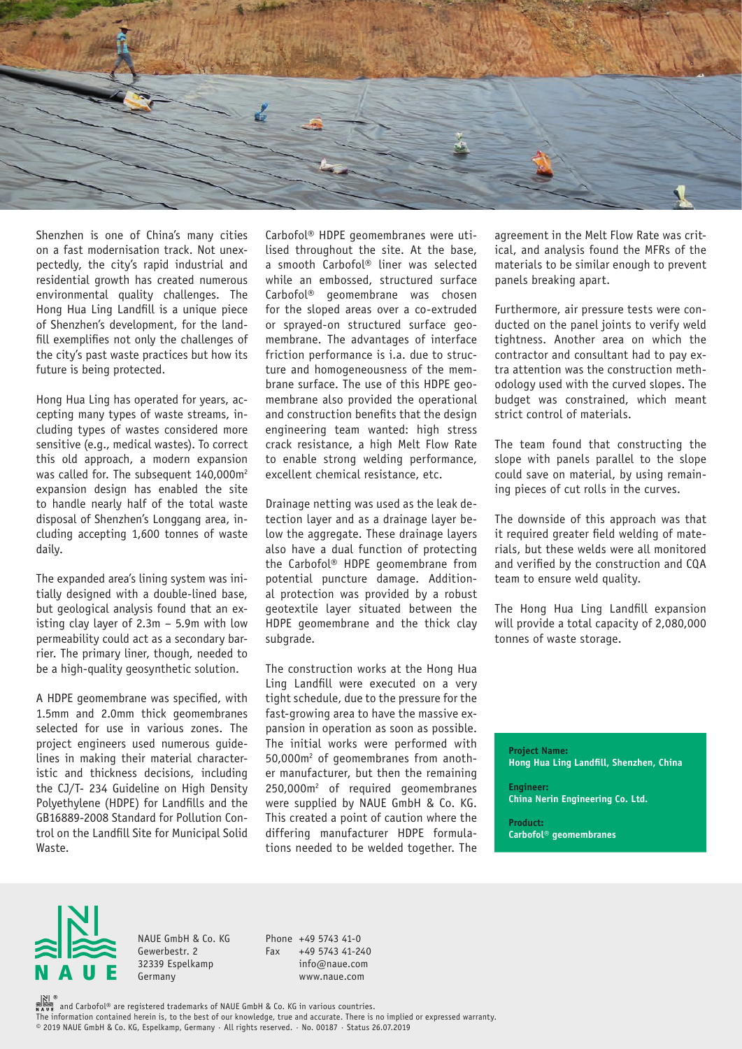Shenzhen is one of China's many cities on a fast modernisation track. Not unexpectedly, the city's rapid industrial and residential growth has created numerous environmental quality challenges. The Hong Hua Ling Landfill is a unique piece of Shenzhen's development, for the landfill exemplifies not only the challenges of the city's past waste practices but how its future is being protected.

Hong Hua Ling has operated for years, accepting many types of waste streams, including types of wastes considered more sensitive (e.g., medical wastes). To correct this old approach, a modern expansion was called for. The subsequent 140,000m² expansion design has enabled the site to handle nearly half of the total waste disposal of Shenzhen's Longgang area, including accepting 1,600 tonnes of waste daily.

The expanded area's lining system was initially designed with a double-lined base, but geological analysis found that an existing clay layer of 2.3m – 5.9m with low permeability could act as a secondary barrier. The primary liner, though, needed to be a high-quality geosynthetic solution.

A HDPE geomembrane was specified, with 1.5mm and 2.0mm thick geomembranes selected for use in various zones. The project engineers used numerous guidelines in making their material characteristic and thickness decisions, including the CJ/T- 234 Guideline on High Density Polyethylene (HDPE) for Landfills and the GB16889-2008 Standard for Pollution Control on the Landfill Site for Municipal Solid Waste.

Carbofol® HDPE geomembranes were utilised throughout the site. At the base, a smooth Carbofol® liner was selected while an embossed, structured surface Carbofol® geomembrane was chosen for the sloped areas over a co-extruded or sprayed-on structured surface geomembrane. The advantages of interface friction performance is i.a. due to structure and homogeneousness of the membrane surface. The use of this HDPE geomembrane also provided the operational and construction benefits that the design engineering team wanted: high stress crack resistance, a high Melt Flow Rate to enable strong welding performance, excellent chemical resistance, etc.

Drainage netting was used as the leak detection layer and as a drainage layer below the aggregate. These drainage layers also have a dual function of protecting the Carbofol® HDPE geomembrane from potential puncture damage. Additional protection was provided by a robust geotextile layer situated between the HDPE geomembrane and the thick clay subgrade.

The construction works at the Hong Hua Ling Landfill were executed on a very tight schedule, due to the pressure for the fast-growing area to have the massive expansion in operation as soon as possible. The initial works were performed with 50,000m² of geomembranes from another manufacturer, but then the remaining 250,000m² of required geomembranes were supplied by NAUE GmbH & Co. KG. This created a point of caution where the differing manufacturer HDPE formulations needed to be welded together. The agreement in the Melt Flow Rate was critical, and analysis found the MFRs of the materials to be similar enough to prevent panels breaking apart.

Furthermore, air pressure tests were conducted on the panel joints to verify weld tightness. Another area on which the contractor and consultant had to pay extra attention was the construction methodology used with the curved slopes. The budget was constrained, which meant strict control of materials.

The team found that constructing the slope with panels parallel to the slope could save on material, by using remaining pieces of cut rolls in the curves.

The downside of this approach was that it required greater field welding of materials, but these welds were all monitored and verified by the construction and CQA team to ensure weld quality.

The Hong Hua Ling Landfill expansion will provide a total capacity of 2,080,000 tonnes of waste storage.

**Project Name:**
**Hong Hua Ling Landfill, Shenzhen, China**

**Engineer:**
**China Nerin Engineering Co. Ltd.**

**Product:**
**Carbofol® geomembranes**

NAUE GmbH & Co. KG
Gewerbestr. 2
32339 Espelkamp
Germany

Phone +49 5743 41-0
Fax +49 5743 41-240
info@naue.com
www.naue.com

NAUE® and Carbofol® are registered trademarks of NAUE GmbH & Co. KG in various countries.
The information contained herein is, to the best of our knowledge, true and accurate. There is no implied or expressed warranty.
© 2019 NAUE GmbH & Co. KG, Espelkamp, Germany · All rights reserved. · No. 00187 · Status 26.07.2019